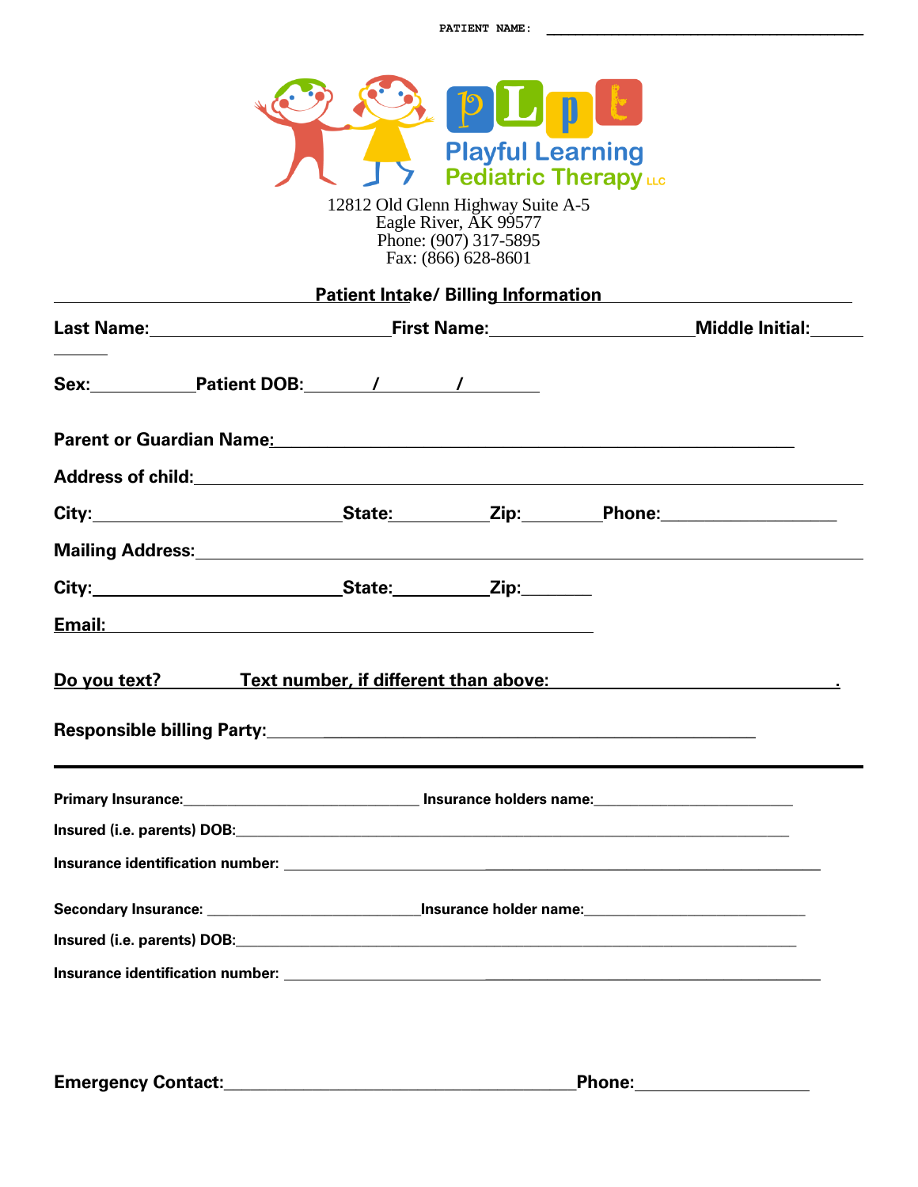PATIENT NAME: ________________________________________

Playful Learning Pediatric Therapy LLC

12812 Old Glenn Highway Suite A-5
Eagle River, AK 99577
Phone: (907) 317-5895
Fax: (866) 628-8601

## Patient Intake/ Billing Information

**Last Name:**__________________________ **First Name:**______________________ **Middle Initial:**______

**Sex:**__________ **Patient DOB:**______/______/______

**Parent or Guardian Name:**_______________________________________________________

**Address of child:**_______________________________________________________________

**City:**__________________________ **State:**__________ **Zip:**________ **Phone:**__________________

**Mailing Address:**_______________________________________________________________

**City:**__________________________ **State:**__________ **Zip:**_______

**Email:**_______________________________________________

**Do you text?**________ **Text number, if different than above:**______________________________.

**Responsible billing Party:**______________________________________________________

---

**Primary Insurance:**____________________________ **Insurance holders name:**________________________

**Insured (i.e. parents) DOB:**______________________________________________________________

**Insurance identification number:** ____________________________________________________

**Secondary Insurance:** __________________________ **Insurance holder name:**__________________________

**Insured (i.e. parents) DOB:**______________________________________________________________

**Insurance identification number:** ____________________________________________________

**Emergency Contact:**________________________________________ **Phone:**__________________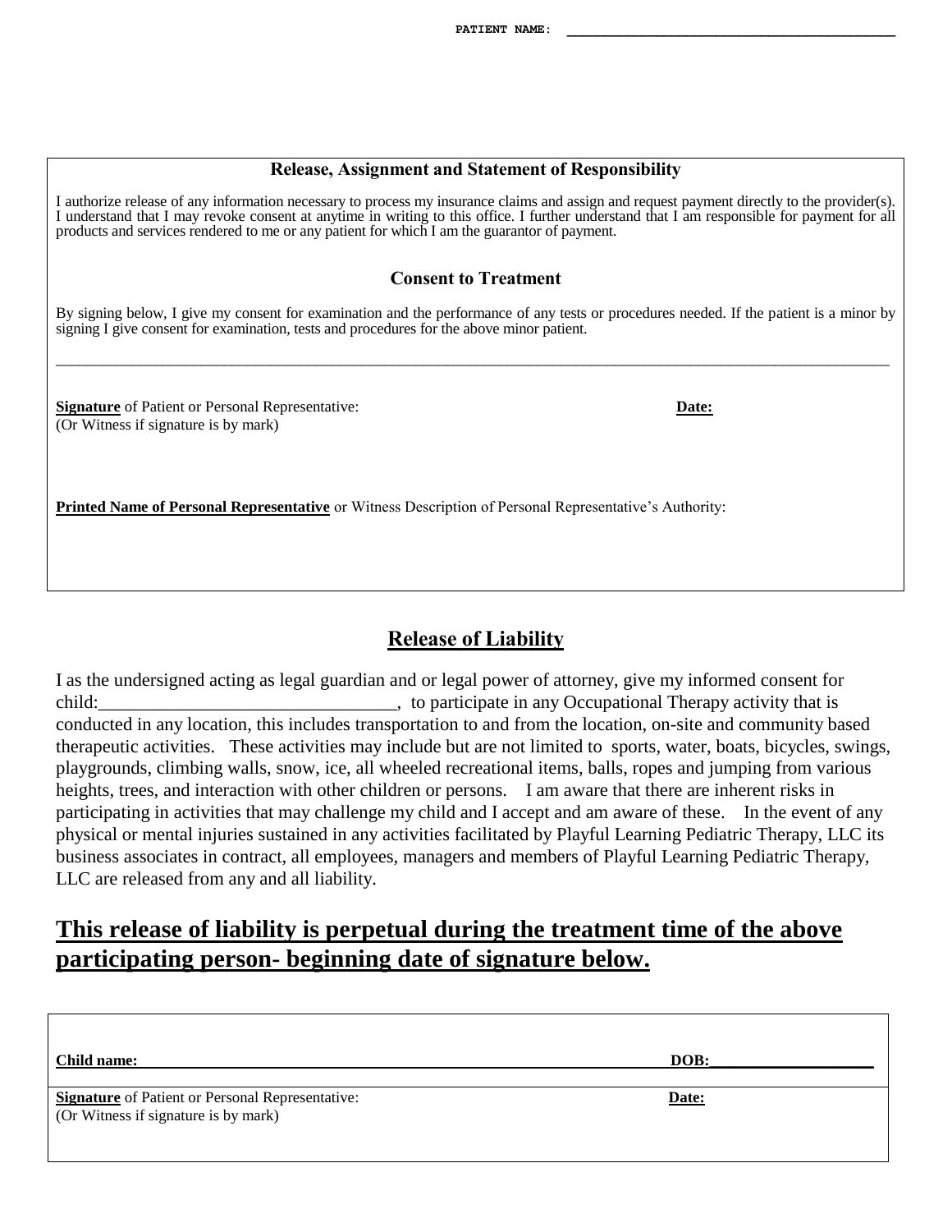**PATIENT NAME:** ________________________________________

### Release, Assignment and Statement of Responsibility

I authorize release of any information necessary to process my insurance claims and assign and request payment directly to the provider(s). I understand that I may revoke consent at anytime in writing to this office. I further understand that I am responsible for payment for all products and services rendered to me or any patient for which I am the guarantor of payment.

### Consent to Treatment

By signing below, I give my consent for examination and the performance of any tests or procedures needed. If the patient is a minor by signing I give consent for examination, tests and procedures for the above minor patient.

______________________________________________________________________________________________

**Signature** of Patient or Personal Representative: **Date:**
(Or Witness if signature is by mark)

**Printed Name of Personal Representative** or Witness Description of Personal Representative's Authority:

## Release of Liability

I as the undersigned acting as legal guardian and or legal power of attorney, give my informed consent for child:________________________________, to participate in any Occupational Therapy activity that is conducted in any location, this includes transportation to and from the location, on-site and community based therapeutic activities. These activities may include but are not limited to sports, water, boats, bicycles, swings, playgrounds, climbing walls, snow, ice, all wheeled recreational items, balls, ropes and jumping from various heights, trees, and interaction with other children or persons. I am aware that there are inherent risks in participating in activities that may challenge my child and I accept and am aware of these. In the event of any physical or mental injuries sustained in any activities facilitated by Playful Learning Pediatric Therapy, LLC its business associates in contract, all employees, managers and members of Playful Learning Pediatric Therapy, LLC are released from any and all liability.

## This release of liability is perpetual during the treatment time of the above participating person- beginning date of signature below.

**Child name:** ________________________________________ **DOB:**____________________

**Signature** of Patient or Personal Representative: **Date:**
(Or Witness if signature is by mark)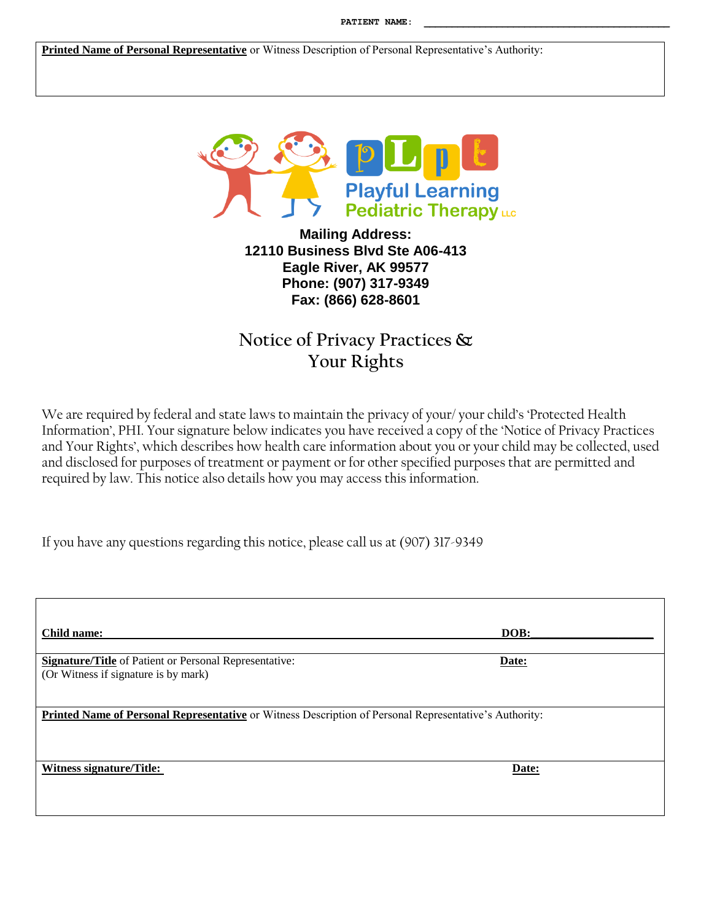PATIENT NAME: ___________________________________________

**Printed Name of Personal Representative** or Witness Description of Personal Representative's Authority:

Playful Learning Pediatric Therapy LLC

**Mailing Address:**
**12110 Business Blvd Ste A06-413**
**Eagle River, AK 99577**
**Phone: (907) 317-9349**
**Fax: (866) 628-8601**

# Notice of Privacy Practices & Your Rights

We are required by federal and state laws to maintain the privacy of your/ your child's 'Protected Health Information', PHI. Your signature below indicates you have received a copy of the 'Notice of Privacy Practices and Your Rights', which describes how health care information about you or your child may be collected, used and disclosed for purposes of treatment or payment or for other specified purposes that are permitted and required by law. This notice also details how you may access this information.

If you have any questions regarding this notice, please call us at (907) 317-9349

**Child name:** ________________________________________________ **DOB:**____________________

**Signature/Title** of Patient or Personal Representative: **Date:**
(Or Witness if signature is by mark)

**Printed Name of Personal Representative** or Witness Description of Personal Representative's Authority:

**Witness signature/Title:** **Date:**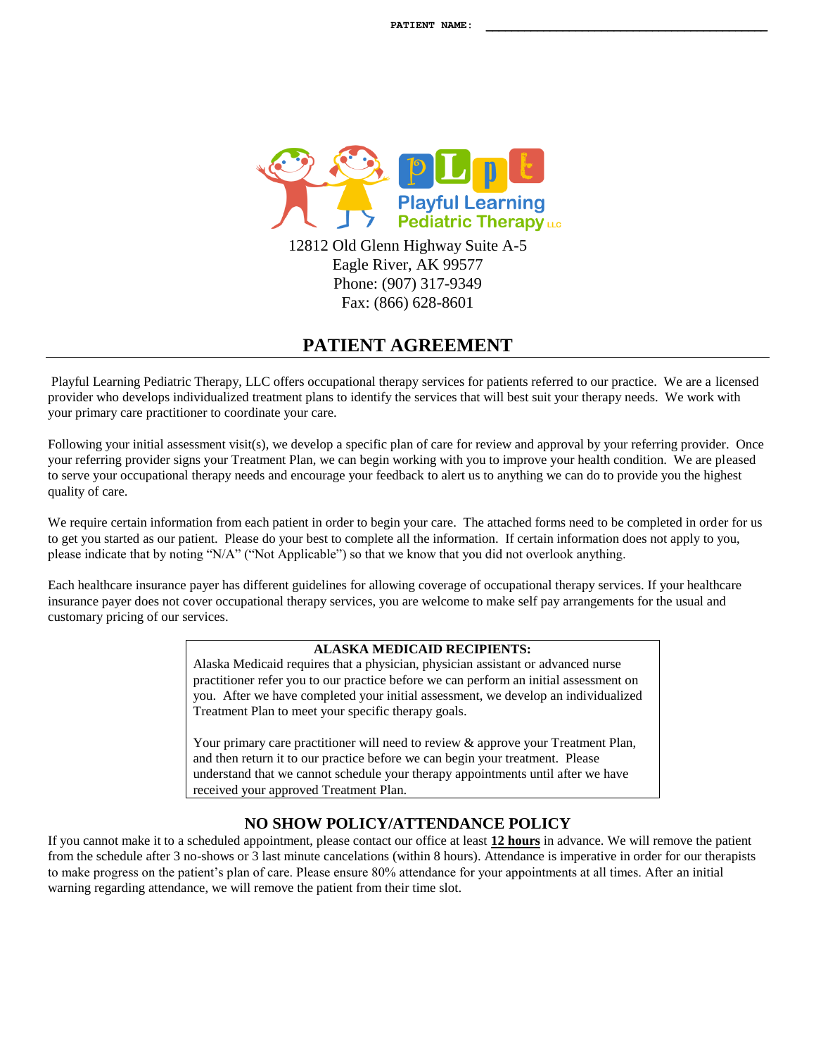PATIENT NAME: ___________________________________________

Playful Learning Pediatric Therapy LLC

12812 Old Glenn Highway Suite A-5
Eagle River, AK 99577
Phone: (907) 317-9349
Fax: (866) 628-8601

# PATIENT AGREEMENT

Playful Learning Pediatric Therapy, LLC offers occupational therapy services for patients referred to our practice. We are a licensed provider who develops individualized treatment plans to identify the services that will best suit your therapy needs. We work with your primary care practitioner to coordinate your care.

Following your initial assessment visit(s), we develop a specific plan of care for review and approval by your referring provider. Once your referring provider signs your Treatment Plan, we can begin working with you to improve your health condition. We are pleased to serve your occupational therapy needs and encourage your feedback to alert us to anything we can do to provide you the highest quality of care.

We require certain information from each patient in order to begin your care. The attached forms need to be completed in order for us to get you started as our patient. Please do your best to complete all the information. If certain information does not apply to you, please indicate that by noting "N/A" ("Not Applicable") so that we know that you did not overlook anything.

Each healthcare insurance payer has different guidelines for allowing coverage of occupational therapy services. If your healthcare insurance payer does not cover occupational therapy services, you are welcome to make self pay arrangements for the usual and customary pricing of our services.

**ALASKA MEDICAID RECIPIENTS:**
Alaska Medicaid requires that a physician, physician assistant or advanced nurse practitioner refer you to our practice before we can perform an initial assessment on you. After we have completed your initial assessment, we develop an individualized Treatment Plan to meet your specific therapy goals.

Your primary care practitioner will need to review & approve your Treatment Plan, and then return it to our practice before we can begin your treatment. Please understand that we cannot schedule your therapy appointments until after we have received your approved Treatment Plan.

## NO SHOW POLICY/ATTENDANCE POLICY

If you cannot make it to a scheduled appointment, please contact our office at least **12 hours** in advance. We will remove the patient from the schedule after 3 no-shows or 3 last minute cancelations (within 8 hours). Attendance is imperative in order for our therapists to make progress on the patient's plan of care. Please ensure 80% attendance for your appointments at all times. After an initial warning regarding attendance, we will remove the patient from their time slot.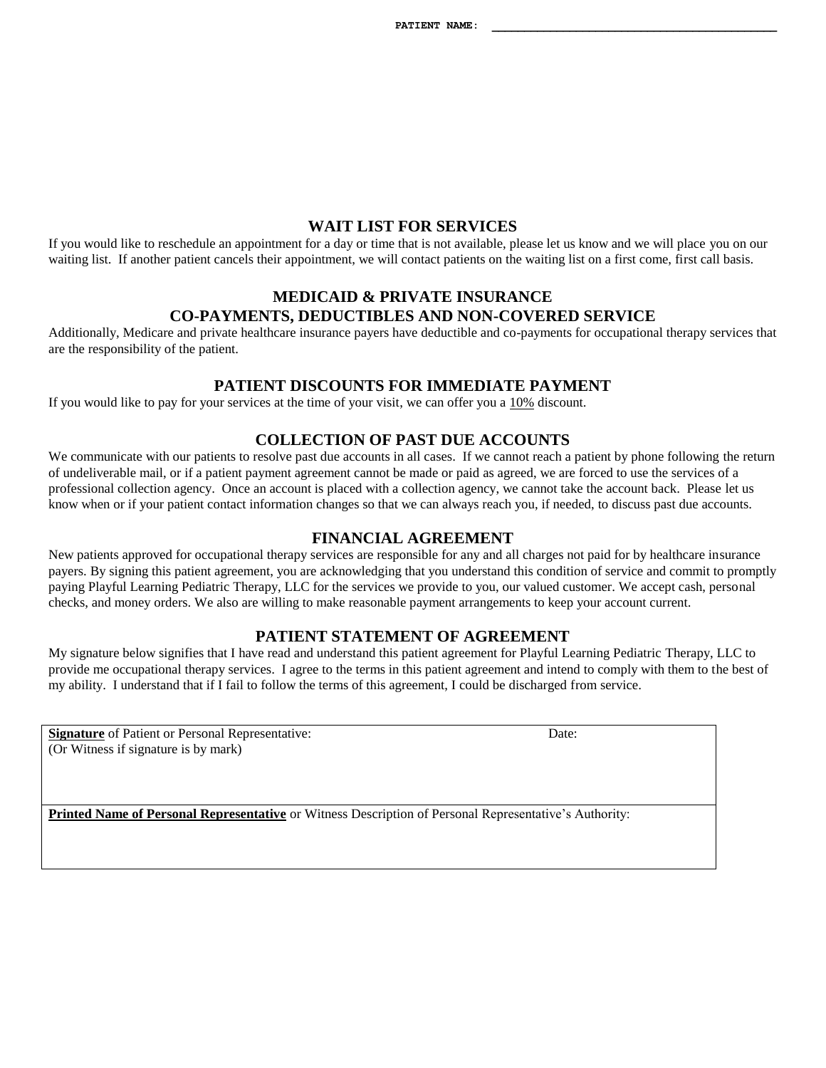PATIENT NAME: ___________________________________________

## WAIT LIST FOR SERVICES

If you would like to reschedule an appointment for a day or time that is not available, please let us know and we will place you on our waiting list. If another patient cancels their appointment, we will contact patients on the waiting list on a first come, first call basis.

## MEDICAID & PRIVATE INSURANCE CO-PAYMENTS, DEDUCTIBLES AND NON-COVERED SERVICE

Additionally, Medicare and private healthcare insurance payers have deductible and co-payments for occupational therapy services that are the responsibility of the patient.

## PATIENT DISCOUNTS FOR IMMEDIATE PAYMENT

If you would like to pay for your services at the time of your visit, we can offer you a <u>10%</u> discount.

## COLLECTION OF PAST DUE ACCOUNTS

We communicate with our patients to resolve past due accounts in all cases. If we cannot reach a patient by phone following the return of undeliverable mail, or if a patient payment agreement cannot be made or paid as agreed, we are forced to use the services of a professional collection agency. Once an account is placed with a collection agency, we cannot take the account back. Please let us know when or if your patient contact information changes so that we can always reach you, if needed, to discuss past due accounts.

## FINANCIAL AGREEMENT

New patients approved for occupational therapy services are responsible for any and all charges not paid for by healthcare insurance payers. By signing this patient agreement, you are acknowledging that you understand this condition of service and commit to promptly paying Playful Learning Pediatric Therapy, LLC for the services we provide to you, our valued customer. We accept cash, personal checks, and money orders. We also are willing to make reasonable payment arrangements to keep your account current.

## PATIENT STATEMENT OF AGREEMENT

My signature below signifies that I have read and understand this patient agreement for Playful Learning Pediatric Therapy, LLC to provide me occupational therapy services. I agree to the terms in this patient agreement and intend to comply with them to the best of my ability. I understand that if I fail to follow the terms of this agreement, I could be discharged from service.

| **<u>Signature</u>** of Patient or Personal Representative: (Or Witness if signature is by mark) | Date: |
|---|---|
| **<u>Printed Name of Personal Representative</u>** or Witness Description of Personal Representative's Authority: | |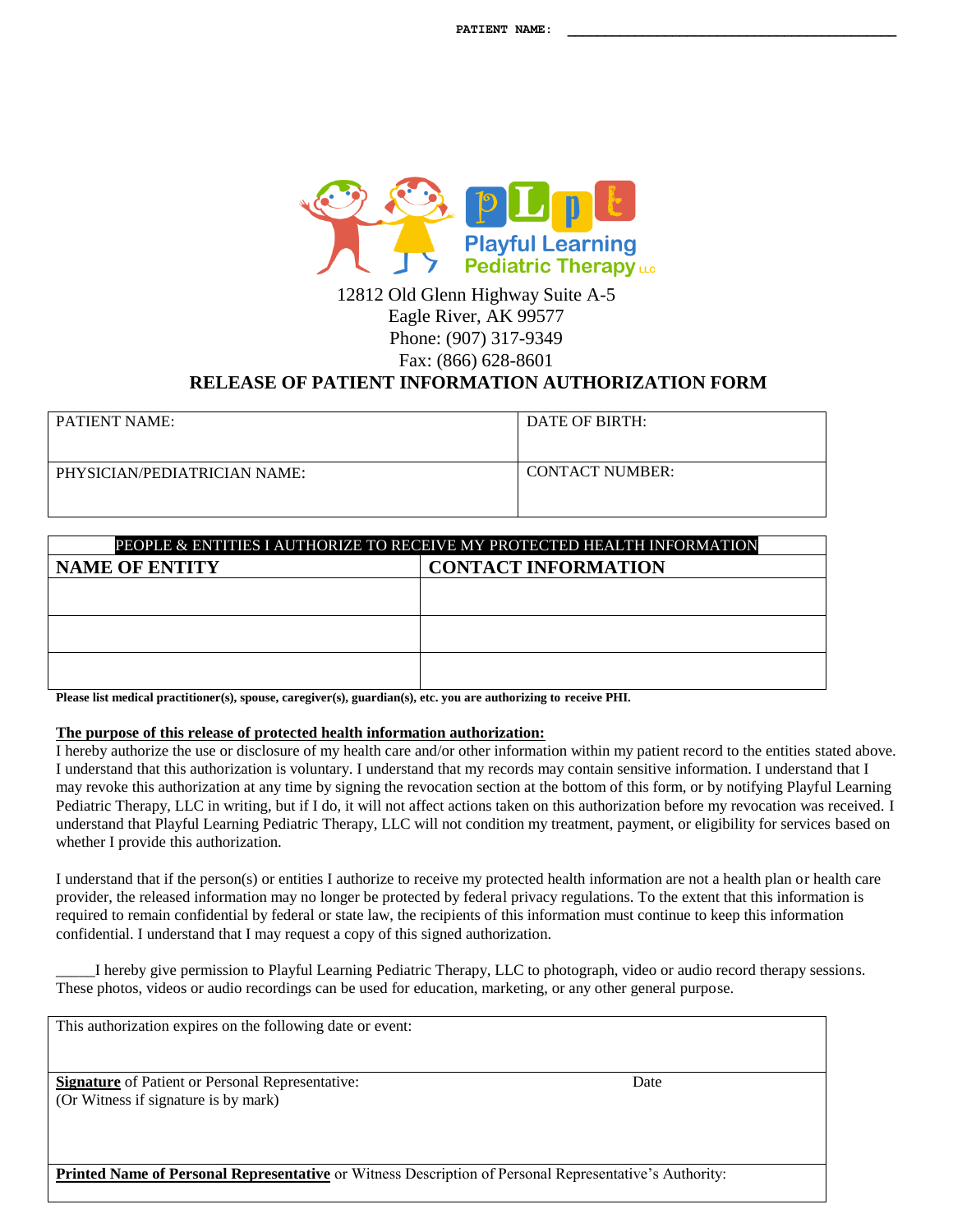PATIENT NAME: ___________________________________

Playful Learning Pediatric Therapy LLC

12812 Old Glenn Highway Suite A-5
Eagle River, AK 99577
Phone: (907) 317-9349
Fax: (866) 628-8601

# RELEASE OF PATIENT INFORMATION AUTHORIZATION FORM

| PATIENT NAME: | DATE OF BIRTH: |
|---|---|
| PHYSICIAN/PEDIATRICIAN NAME: | CONTACT NUMBER: |

| PEOPLE & ENTITIES I AUTHORIZE TO RECEIVE MY PROTECTED HEALTH INFORMATION | |
|---|---|
| **NAME OF ENTITY** | **CONTACT INFORMATION** |
| | |
| | |
| | |

**Please list medical practitioner(s), spouse, caregiver(s), guardian(s), etc. you are authorizing to receive PHI.**

**The purpose of this release of protected health information authorization:**

I hereby authorize the use or disclosure of my health care and/or other information within my patient record to the entities stated above. I understand that this authorization is voluntary. I understand that my records may contain sensitive information. I understand that I may revoke this authorization at any time by signing the revocation section at the bottom of this form, or by notifying Playful Learning Pediatric Therapy, LLC in writing, but if I do, it will not affect actions taken on this authorization before my revocation was received. I understand that Playful Learning Pediatric Therapy, LLC will not condition my treatment, payment, or eligibility for services based on whether I provide this authorization.

I understand that if the person(s) or entities I authorize to receive my protected health information are not a health plan or health care provider, the released information may no longer be protected by federal privacy regulations. To the extent that this information is required to remain confidential by federal or state law, the recipients of this information must continue to keep this information confidential. I understand that I may request a copy of this signed authorization.

_____I hereby give permission to Playful Learning Pediatric Therapy, LLC to photograph, video or audio record therapy sessions. These photos, videos or audio recordings can be used for education, marketing, or any other general purpose.

| This authorization expires on the following date or event: | |
|---|---|
| **Signature** of Patient or Personal Representative:<br>(Or Witness if signature is by mark) | Date |
| **Printed Name of Personal Representative** or Witness Description of Personal Representative's Authority: | |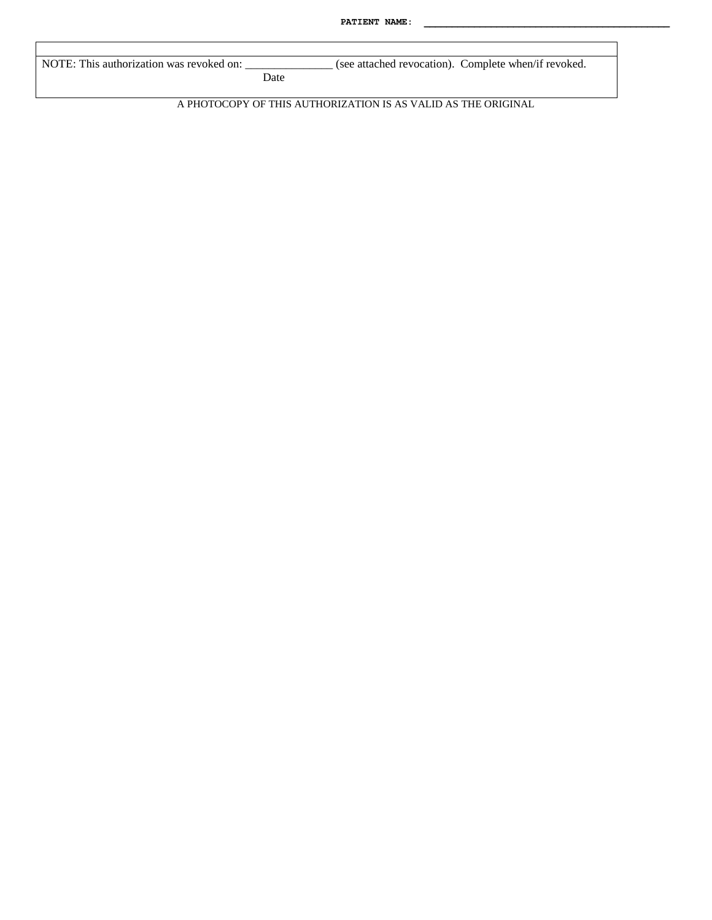**PATIENT NAME:** ___________________________________________

| |
|---|
| NOTE: This authorization was revoked on: _______________ (see attached revocation). Complete when/if revoked.<br>Date |

A PHOTOCOPY OF THIS AUTHORIZATION IS AS VALID AS THE ORIGINAL